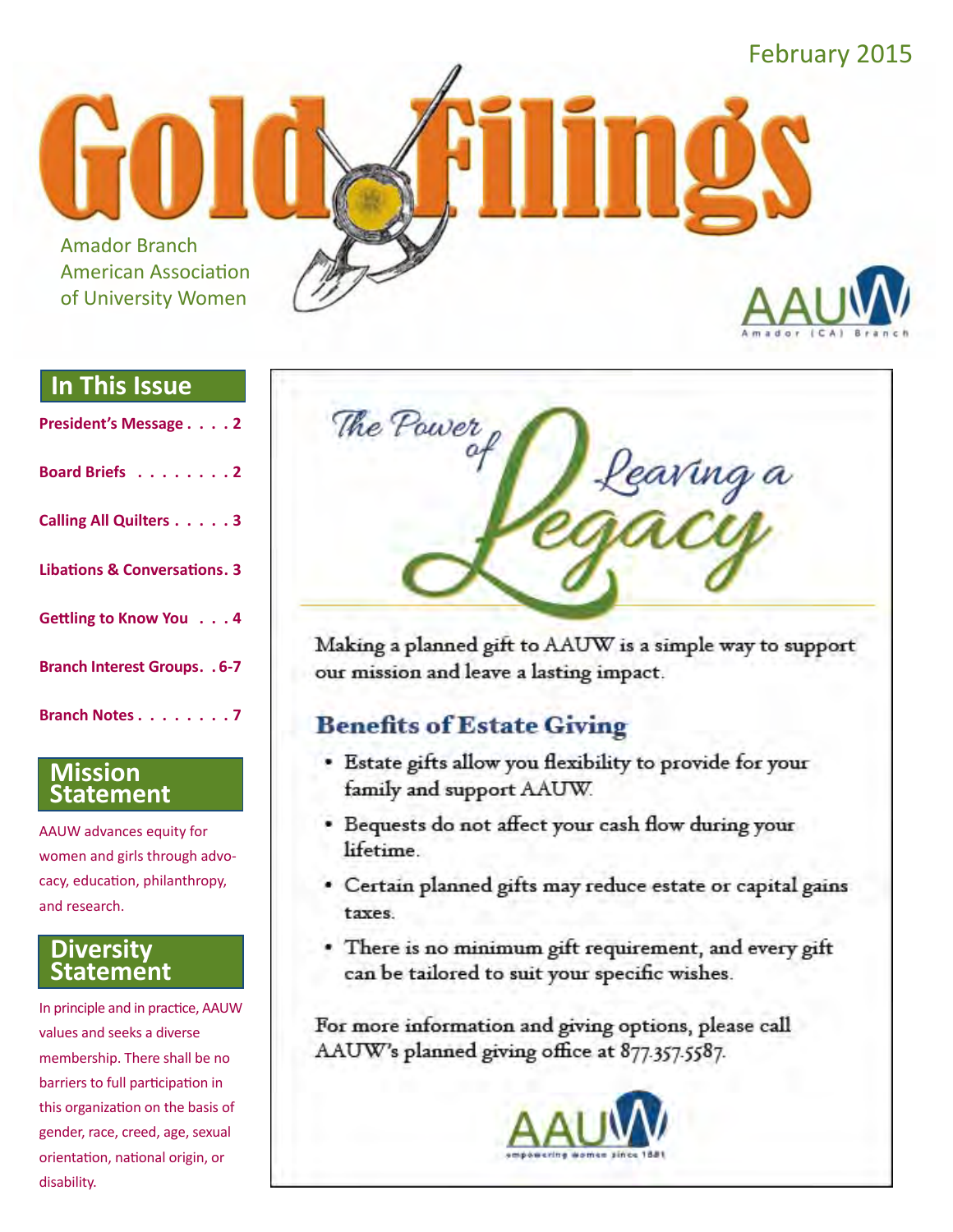February 2015

# Gold Filings

Amador Branch
American Association
of University Women

AAUW Amador (CA) Branch

## In This Issue

**President's Message . . . . 2**

**Board Briefs . . . . . . . . 2**

**Calling All Quilters . . . . . 3**

**Libations & Conversations. 3**

**Gettling to Know You . . . 4**

**Branch Interest Groups. . 6-7**

**Branch Notes . . . . . . . . 7**

## Mission Statement

AAUW advances equity for women and girls through advocacy, education, philanthropy, and research.

## Diversity Statement

In principle and in practice, AAUW values and seeks a diverse membership. There shall be no barriers to full participation in this organization on the basis of gender, race, creed, age, sexual orientation, national origin, or disability.

## The Power of Leaving a Legacy

Making a planned gift to AAUW is a simple way to support our mission and leave a lasting impact.

### Benefits of Estate Giving

- Estate gifts allow you flexibility to provide for your family and support AAUW.
- Bequests do not affect your cash flow during your lifetime.
- Certain planned gifts may reduce estate or capital gains taxes.
- There is no minimum gift requirement, and every gift can be tailored to suit your specific wishes.

For more information and giving options, please call AAUW's planned giving office at 877.357.5587.

AAUW empowering women since 1881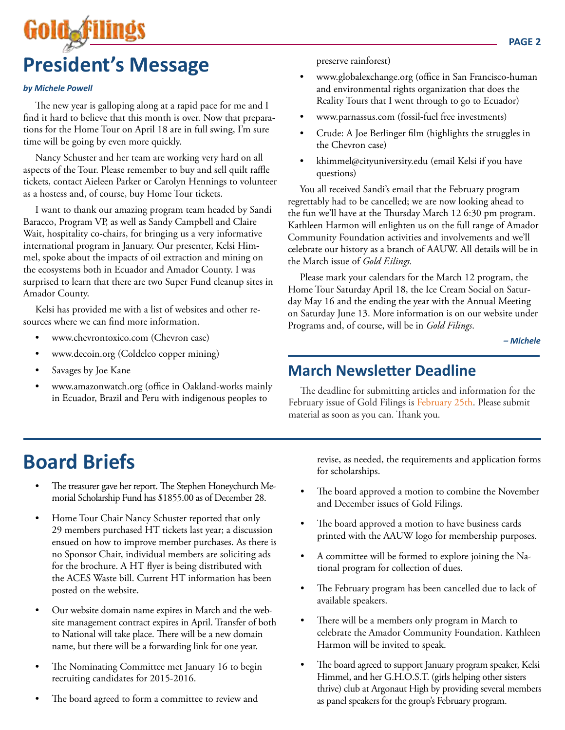# President's Message

***by Michele Powell***

The new year is galloping along at a rapid pace for me and I find it hard to believe that this month is over. Now that preparations for the Home Tour on April 18 are in full swing, I'm sure time will be going by even more quickly.

Nancy Schuster and her team are working very hard on all aspects of the Tour. Please remember to buy and sell quilt raffle tickets, contact Aieleen Parker or Carolyn Hennings to volunteer as a hostess and, of course, buy Home Tour tickets.

I want to thank our amazing program team headed by Sandi Baracco, Program VP, as well as Sandy Campbell and Claire Wait, hospitality co-chairs, for bringing us a very informative international program in January. Our presenter, Kelsi Himmel, spoke about the impacts of oil extraction and mining on the ecosystems both in Ecuador and Amador County. I was surprised to learn that there are two Super Fund cleanup sites in Amador County.

Kelsi has provided me with a list of websites and other resources where we can find more information.

- www.chevrontoxico.com (Chevron case)
- www.decoin.org (Coldelco copper mining)
- Savages by Joe Kane
- www.amazonwatch.org (office in Oakland-works mainly in Ecuador, Brazil and Peru with indigenous peoples to preserve rainforest)
- www.globalexchange.org (office in San Francisco-human and environmental rights organization that does the Reality Tours that I went through to go to Ecuador)
- www.parnassus.com (fossil-fuel free investments)
- Crude: A Joe Berlinger film (highlights the struggles in the Chevron case)
- khimmel@cityuniversity.edu (email Kelsi if you have questions)

You all received Sandi's email that the February program regrettably had to be cancelled; we are now looking ahead to the fun we'll have at the Thursday March 12 6:30 pm program. Kathleen Harmon will enlighten us on the full range of Amador Community Foundation activities and involvements and we'll celebrate our history as a branch of AAUW. All details will be in the March issue of *Gold F.ilings.*

Please mark your calendars for the March 12 program, the Home Tour Saturday April 18, the Ice Cream Social on Saturday May 16 and the ending the year with the Annual Meeting on Saturday June 13. More information is on our website under Programs and, of course, will be in *Gold Filings*.

***– Michele***

## March Newsletter Deadline

The deadline for submitting articles and information for the February issue of Gold Filings is February 25th. Please submit material as soon as you can. Thank you.

# Board Briefs

- The treasurer gave her report. The Stephen Honeychurch Memorial Scholarship Fund has $1855.00 as of December 28.
- Home Tour Chair Nancy Schuster reported that only 29 members purchased HT tickets last year; a discussion ensued on how to improve member purchases. As there is no Sponsor Chair, individual members are soliciting ads for the brochure. A HT flyer is being distributed with the ACES Waste bill. Current HT information has been posted on the website.
- Our website domain name expires in March and the website management contract expires in April. Transfer of both to National will take place. There will be a new domain name, but there will be a forwarding link for one year.
- The Nominating Committee met January 16 to begin recruiting candidates for 2015-2016.
- The board agreed to form a committee to review and revise, as needed, the requirements and application forms for scholarships.
- The board approved a motion to combine the November and December issues of Gold Filings.
- The board approved a motion to have business cards printed with the AAUW logo for membership purposes.
- A committee will be formed to explore joining the National program for collection of dues.
- The February program has been cancelled due to lack of available speakers.
- There will be a members only program in March to celebrate the Amador Community Foundation. Kathleen Harmon will be invited to speak.
- The board agreed to support January program speaker, Kelsi Himmel, and her G.H.O.S.T. (girls helping other sisters thrive) club at Argonaut High by providing several members as panel speakers for the group's February program.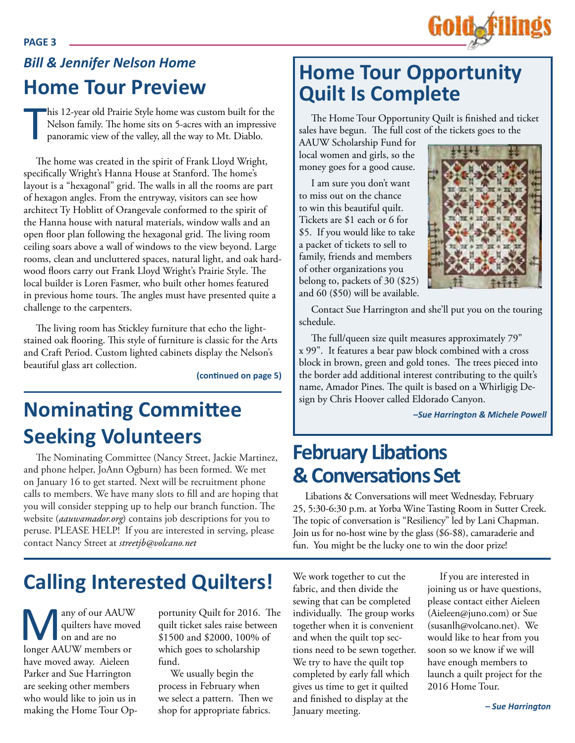*Bill & Jennifer Nelson Home*

## Home Tour Preview

This 12-year old Prairie Style home was custom built for the Nelson family. The home sits on 5-acres with an impressive panoramic view of the valley, all the way to Mt. Diablo.

The home was created in the spirit of Frank Lloyd Wright, specifically Wright's Hanna House at Stanford. The home's layout is a "hexagonal" grid. The walls in all the rooms are part of hexagon angles. From the entryway, visitors can see how architect Ty Hoblitt of Orangevale conformed to the spirit of the Hanna house with natural materials, window walls and an open floor plan following the hexagonal grid. The living room ceiling soars above a wall of windows to the view beyond. Large rooms, clean and uncluttered spaces, natural light, and oak hardwood floors carry out Frank Lloyd Wright's Prairie Style. The local builder is Loren Fasmer, who built other homes featured in previous home tours. The angles must have presented quite a challenge to the carpenters.

The living room has Stickley furniture that echo the light-stained oak flooring. This style of furniture is classic for the Arts and Craft Period. Custom lighted cabinets display the Nelson's beautiful glass art collection.

**(continued on page 5)**

## Nominating Committee Seeking Volunteers

The Nominating Committee (Nancy Street, Jackie Martinez, and phone helper, JoAnn Ogburn) has been formed. We met on January 16 to get started. Next will be recruitment phone calls to members. We have many slots to fill and are hoping that you will consider stepping up to help our branch function. The website (*aauwamador.org*) contains job descriptions for you to peruse. PLEASE HELP! If you are interested in serving, please contact Nancy Street at *streetjb@volcano.net*

## Home Tour Opportunity Quilt Is Complete

The Home Tour Opportunity Quilt is finished and ticket sales have begun. The full cost of the tickets goes to the AAUW Scholarship Fund for local women and girls, so the money goes for a good cause.

I am sure you don't want to miss out on the chance to win this beautiful quilt. Tickets are $1 each or 6 for $5. If you would like to take a packet of tickets to sell to family, friends and members of other organizations you belong to, packets of 30 ($25) and 60 ($50) will be available.

Contact Sue Harrington and she'll put you on the touring schedule.

The full/queen size quilt measures approximately 79" x 99". It features a bear paw block combined with a cross block in brown, green and gold tones. The trees pieced into the border add additional interest contributing to the quilt's name, Amador Pines. The quilt is based on a Whirligig Design by Chris Hoover called Eldorado Canyon.

***–Sue Harrington & Michele Powell***

## February Libations & Conversations Set

Libations & Conversations will meet Wednesday, February 25, 5:30-6:30 p.m. at Yorba Wine Tasting Room in Sutter Creek. The topic of conversation is "Resiliency" led by Lani Chapman. Join us for no-host wine by the glass ($6-$8), camaraderie and fun. You might be the lucky one to win the door prize!

## Calling Interested Quilters!

Many of our AAUW quilters have moved on and are no longer AAUW members or have moved away. Aieleen Parker and Sue Harrington are seeking other members who would like to join us in making the Home Tour Opportunity Quilt for 2016. The quilt ticket sales raise between $1500 and $2000, 100% of which goes to scholarship fund.

We usually begin the process in February when we select a pattern. Then we shop for appropriate fabrics. We work together to cut the fabric, and then divide the sewing that can be completed individually. The group works together when it is convenient and when the quilt top sections need to be sewn together. We try to have the quilt top completed by early fall which gives us time to get it quilted and finished to display at the January meeting.

If you are interested in joining us or have questions, please contact either Aieleen (Aieleen@juno.com) or Sue (susanlh@volcano.net). We would like to hear from you soon so we know if we will have enough members to launch a quilt project for the 2016 Home Tour.

***– Sue Harrington***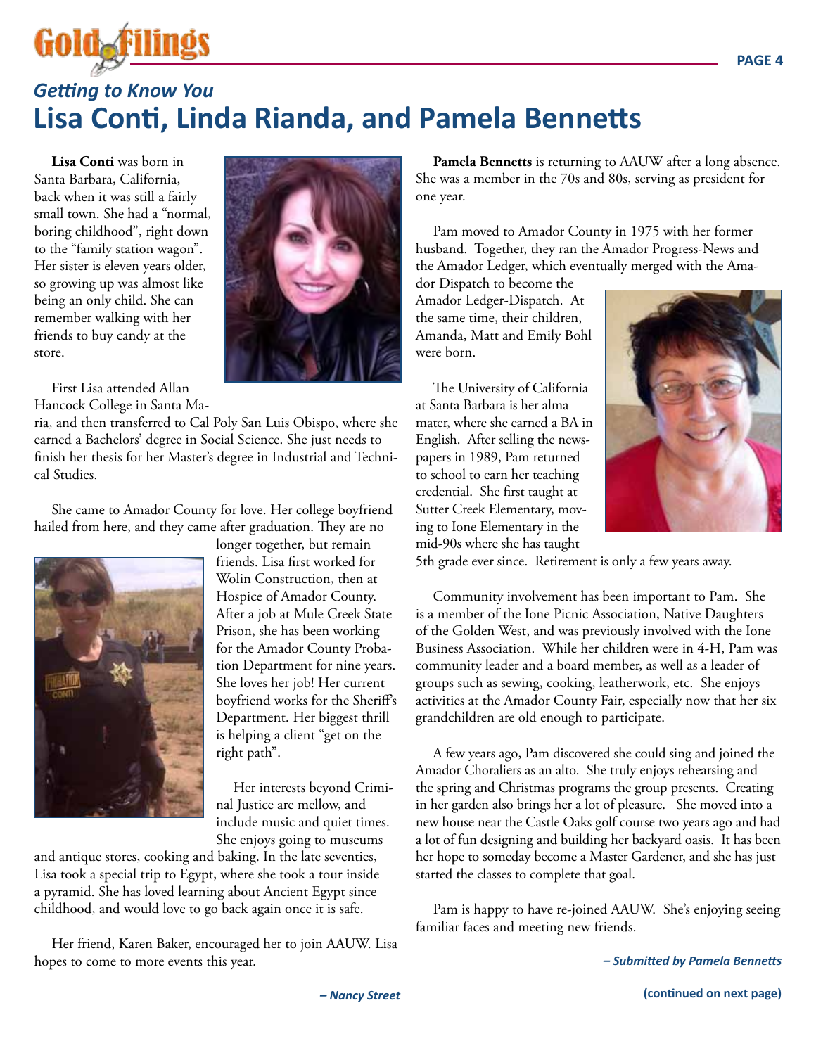## *Getting to Know You*

# Lisa Conti, Linda Rianda, and Pamela Bennetts

**Lisa Conti** was born in Santa Barbara, California, back when it was still a fairly small town. She had a "normal, boring childhood", right down to the "family station wagon". Her sister is eleven years older, so growing up was almost like being an only child. She can remember walking with her friends to buy candy at the store.

First Lisa attended Allan Hancock College in Santa Maria, and then transferred to Cal Poly San Luis Obispo, where she earned a Bachelors' degree in Social Science. She just needs to finish her thesis for her Master's degree in Industrial and Technical Studies.

She came to Amador County for love. Her college boyfriend hailed from here, and they came after graduation. They are no longer together, but remain friends. Lisa first worked for Wolin Construction, then at Hospice of Amador County. After a job at Mule Creek State Prison, she has been working for the Amador County Probation Department for nine years. She loves her job! Her current boyfriend works for the Sheriff's Department. Her biggest thrill is helping a client "get on the right path".

Her interests beyond Criminal Justice are mellow, and include music and quiet times. She enjoys going to museums and antique stores, cooking and baking. In the late seventies, Lisa took a special trip to Egypt, where she took a tour inside a pyramid. She has loved learning about Ancient Egypt since childhood, and would love to go back again once it is safe.

Her friend, Karen Baker, encouraged her to join AAUW. Lisa hopes to come to more events this year.

***– Nancy Street***

**Pamela Bennetts** is returning to AAUW after a long absence. She was a member in the 70s and 80s, serving as president for one year.

Pam moved to Amador County in 1975 with her former husband. Together, they ran the Amador Progress-News and the Amador Ledger, which eventually merged with the Amador Dispatch to become the Amador Ledger-Dispatch. At the same time, their children, Amanda, Matt and Emily Bohl were born.

The University of California at Santa Barbara is her alma mater, where she earned a BA in English. After selling the newspapers in 1989, Pam returned to school to earn her teaching credential. She first taught at Sutter Creek Elementary, moving to Ione Elementary in the mid-90s where she has taught 5th grade ever since. Retirement is only a few years away.

Community involvement has been important to Pam. She is a member of the Ione Picnic Association, Native Daughters of the Golden West, and was previously involved with the Ione Business Association. While her children were in 4-H, Pam was community leader and a board member, as well as a leader of groups such as sewing, cooking, leatherwork, etc. She enjoys activities at the Amador County Fair, especially now that her six grandchildren are old enough to participate.

A few years ago, Pam discovered she could sing and joined the Amador Choraliers as an alto. She truly enjoys rehearsing and the spring and Christmas programs the group presents. Creating in her garden also brings her a lot of pleasure. She moved into a new house near the Castle Oaks golf course two years ago and had a lot of fun designing and building her backyard oasis. It has been her hope to someday become a Master Gardener, and she has just started the classes to complete that goal.

Pam is happy to have re-joined AAUW. She's enjoying seeing familiar faces and meeting new friends.

***– Submitted by Pamela Bennetts***

**(continued on next page)**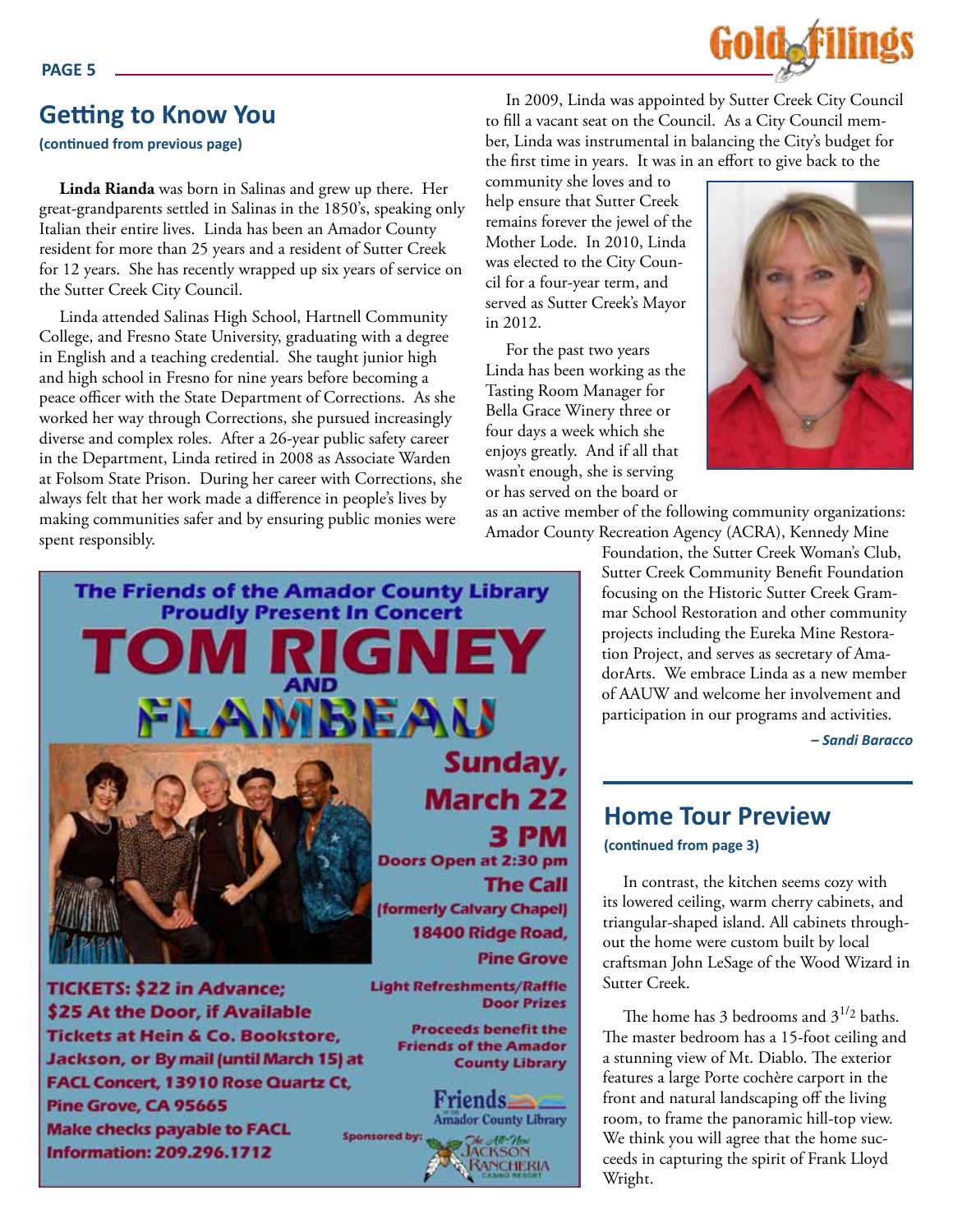## Getting to Know You

**(continued from previous page)**

**Linda Rianda** was born in Salinas and grew up there. Her great-grandparents settled in Salinas in the 1850's, speaking only Italian their entire lives. Linda has been an Amador County resident for more than 25 years and a resident of Sutter Creek for 12 years. She has recently wrapped up six years of service on the Sutter Creek City Council.

Linda attended Salinas High School, Hartnell Community College, and Fresno State University, graduating with a degree in English and a teaching credential. She taught junior high and high school in Fresno for nine years before becoming a peace officer with the State Department of Corrections. As she worked her way through Corrections, she pursued increasingly diverse and complex roles. After a 26-year public safety career in the Department, Linda retired in 2008 as Associate Warden at Folsom State Prison. During her career with Corrections, she always felt that her work made a difference in people's lives by making communities safer and by ensuring public monies were spent responsibly.

In 2009, Linda was appointed by Sutter Creek City Council to fill a vacant seat on the Council. As a City Council member, Linda was instrumental in balancing the City's budget for the first time in years. It was in an effort to give back to the community she loves and to help ensure that Sutter Creek remains forever the jewel of the Mother Lode. In 2010, Linda was elected to the City Council for a four-year term, and served as Sutter Creek's Mayor in 2012.

For the past two years Linda has been working as the Tasting Room Manager for Bella Grace Winery three or four days a week which she enjoys greatly. And if all that wasn't enough, she is serving or has served on the board or as an active member of the following community organizations: Amador County Recreation Agency (ACRA), Kennedy Mine Foundation, the Sutter Creek Woman's Club, Sutter Creek Community Benefit Foundation focusing on the Historic Sutter Creek Grammar School Restoration and other community projects including the Eureka Mine Restoration Project, and serves as secretary of AmadorArts. We embrace Linda as a new member of AAUW and welcome her involvement and participation in our programs and activities.

***– Sandi Baracco***

**The Friends of the Amador County Library Proudly Present In Concert**

# TOM RIGNEY AND FLAMBEAU

**Sunday, March 22**
**3 PM**
**Doors Open at 2:30 pm**
**The Call**
**(formerly Calvary Chapel)**
**18400 Ridge Road, Pine Grove**

**TICKETS: $22 in Advance; $25 At the Door, if Available**
**Tickets at Hein & Co. Bookstore, Jackson, or By mail (until March 15) at FACL Concert, 13910 Rose Quartz Ct, Pine Grove, CA 95665**
**Make checks payable to FACL**
**Information: 209.296.1712**

**Light Refreshments/Raffle Door Prizes**

**Proceeds benefit the Friends of the Amador County Library**

Friends of the Amador County Library

Sponsored by: The All-New Jackson Rancheria Casino Resort

## Home Tour Preview

**(continued from page 3)**

In contrast, the kitchen seems cozy with its lowered ceiling, warm cherry cabinets, and triangular-shaped island. All cabinets throughout the home were custom built by local craftsman John LeSage of the Wood Wizard in Sutter Creek.

The home has 3 bedrooms and $3^{1/2}$ baths. The master bedroom has a 15-foot ceiling and a stunning view of Mt. Diablo. The exterior features a large Porte cochère carport in the front and natural landscaping off the living room, to frame the panoramic hill-top view. We think you will agree that the home succeeds in capturing the spirit of Frank Lloyd Wright.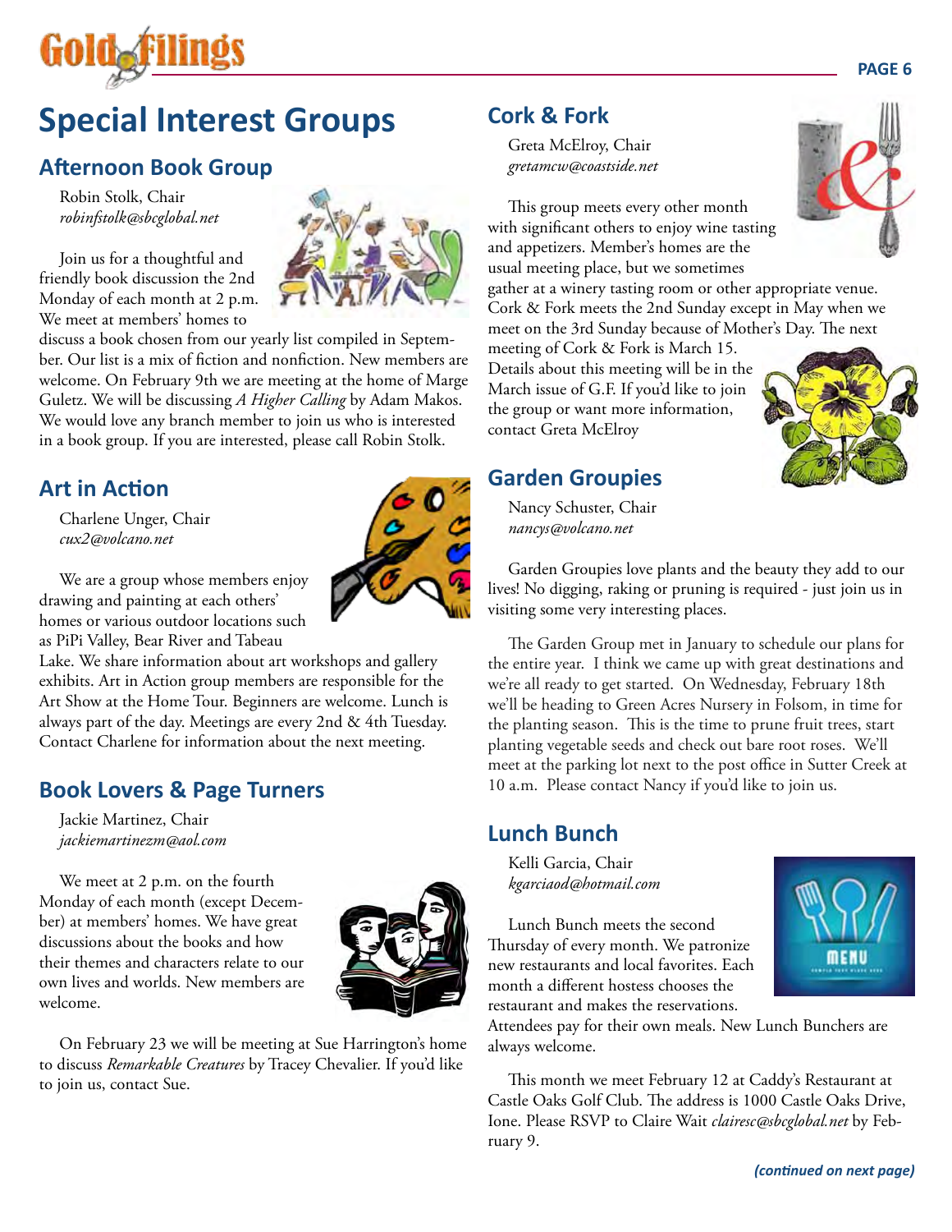# Special Interest Groups

## Afternoon Book Group

Robin Stolk, Chair
*robinfstolk@sbcglobal.net*

Join us for a thoughtful and friendly book discussion the 2nd Monday of each month at 2 p.m. We meet at members' homes to discuss a book chosen from our yearly list compiled in September. Our list is a mix of fiction and nonfiction. New members are welcome. On February 9th we are meeting at the home of Marge Guletz. We will be discussing *A Higher Calling* by Adam Makos. We would love any branch member to join us who is interested in a book group. If you are interested, please call Robin Stolk.

## Art in Action

Charlene Unger, Chair
*cux2@volcano.net*

We are a group whose members enjoy drawing and painting at each others' homes or various outdoor locations such as PiPi Valley, Bear River and Tabeau Lake. We share information about art workshops and gallery exhibits. Art in Action group members are responsible for the Art Show at the Home Tour. Beginners are welcome. Lunch is always part of the day. Meetings are every 2nd & 4th Tuesday. Contact Charlene for information about the next meeting.

## Book Lovers & Page Turners

Jackie Martinez, Chair
*jackiemartinezm@aol.com*

We meet at 2 p.m. on the fourth Monday of each month (except December) at members' homes. We have great discussions about the books and how their themes and characters relate to our own lives and worlds. New members are welcome.

On February 23 we will be meeting at Sue Harrington's home to discuss *Remarkable Creatures* by Tracey Chevalier. If you'd like to join us, contact Sue.

## Cork & Fork

Greta McElroy, Chair
*gretamcw@coastside.net*

This group meets every other month with significant others to enjoy wine tasting and appetizers. Member's homes are the usual meeting place, but we sometimes gather at a winery tasting room or other appropriate venue. Cork & Fork meets the 2nd Sunday except in May when we meet on the 3rd Sunday because of Mother's Day. The next meeting of Cork & Fork is March 15. Details about this meeting will be in the March issue of G.F. If you'd like to join the group or want more information, contact Greta McElroy

## Garden Groupies

Nancy Schuster, Chair
*nancys@volcano.net*

Garden Groupies love plants and the beauty they add to our lives! No digging, raking or pruning is required - just join us in visiting some very interesting places.

The Garden Group met in January to schedule our plans for the entire year. I think we came up with great destinations and we're all ready to get started. On Wednesday, February 18th we'll be heading to Green Acres Nursery in Folsom, in time for the planting season. This is the time to prune fruit trees, start planting vegetable seeds and check out bare root roses. We'll meet at the parking lot next to the post office in Sutter Creek at 10 a.m. Please contact Nancy if you'd like to join us.

## Lunch Bunch

Kelli Garcia, Chair
*kgarciaod@hotmail.com*

Lunch Bunch meets the second Thursday of every month. We patronize new restaurants and local favorites. Each month a different hostess chooses the restaurant and makes the reservations. Attendees pay for their own meals. New Lunch Bunchers are always welcome.

This month we meet February 12 at Caddy's Restaurant at Castle Oaks Golf Club. The address is 1000 Castle Oaks Drive, Ione. Please RSVP to Claire Wait *clairesc@sbcglobal.net* by February 9.

***(continued on next page)***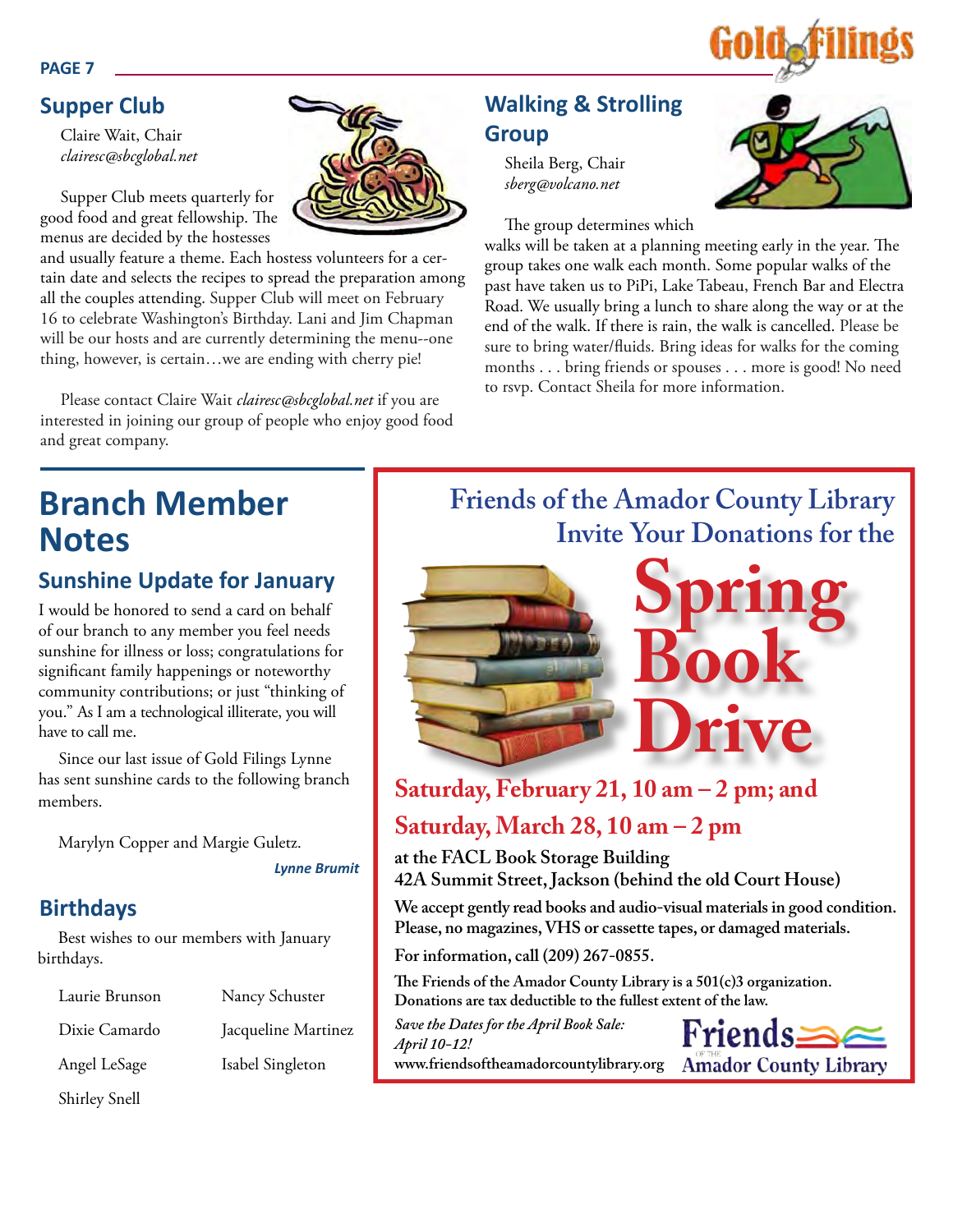## Supper Club

Claire Wait, Chair
*clairesc@sbcglobal.net*

Supper Club meets quarterly for good food and great fellowship. The menus are decided by the hostesses and usually feature a theme. Each hostess volunteers for a certain date and selects the recipes to spread the preparation among all the couples attending. Supper Club will meet on February 16 to celebrate Washington's Birthday. Lani and Jim Chapman will be our hosts and are currently determining the menu--one thing, however, is certain…we are ending with cherry pie!

Please contact Claire Wait *clairesc@sbcglobal.net* if you are interested in joining our group of people who enjoy good food and great company.

## Walking & Strolling Group

Sheila Berg, Chair
*sberg@volcano.net*

The group determines which walks will be taken at a planning meeting early in the year. The group takes one walk each month. Some popular walks of the past have taken us to PiPi, Lake Tabeau, French Bar and Electra Road. We usually bring a lunch to share along the way or at the end of the walk. If there is rain, the walk is cancelled. Please be sure to bring water/fluids. Bring ideas for walks for the coming months . . . bring friends or spouses . . . more is good! No need to rsvp. Contact Sheila for more information.

# Branch Member Notes

### Sunshine Update for January

I would be honored to send a card on behalf of our branch to any member you feel needs sunshine for illness or loss; congratulations for significant family happenings or noteworthy community contributions; or just "thinking of you." As I am a technological illiterate, you will have to call me.

Since our last issue of Gold Filings Lynne has sent sunshine cards to the following branch members.

Marylyn Copper and Margie Guletz.

***Lynne Brumit***

### Birthdays

Best wishes to our members with January birthdays.

- Laurie Brunson
- Dixie Camardo
- Angel LeSage
- Shirley Snell
- Nancy Schuster
- Jacqueline Martinez
- Isabel Singleton

## Friends of the Amador County Library Invite Your Donations for the

# Spring Book Drive

**Saturday, February 21, 10 am – 2 pm; and**

**Saturday, March 28, 10 am – 2 pm**

**at the FACL Book Storage Building**
**42A Summit Street, Jackson (behind the old Court House)**

**We accept gently read books and audio-visual materials in good condition. Please, no magazines, VHS or cassette tapes, or damaged materials.**

**For information, call (209) 267-0855.**

**The Friends of the Amador County Library is a 501(c)3 organization. Donations are tax deductible to the fullest extent of the law.**

***Save the Dates for the April Book Sale: April 10-12!***
**www.friendsoftheamadorcountylibrary.org**

Friends of the Amador County Library